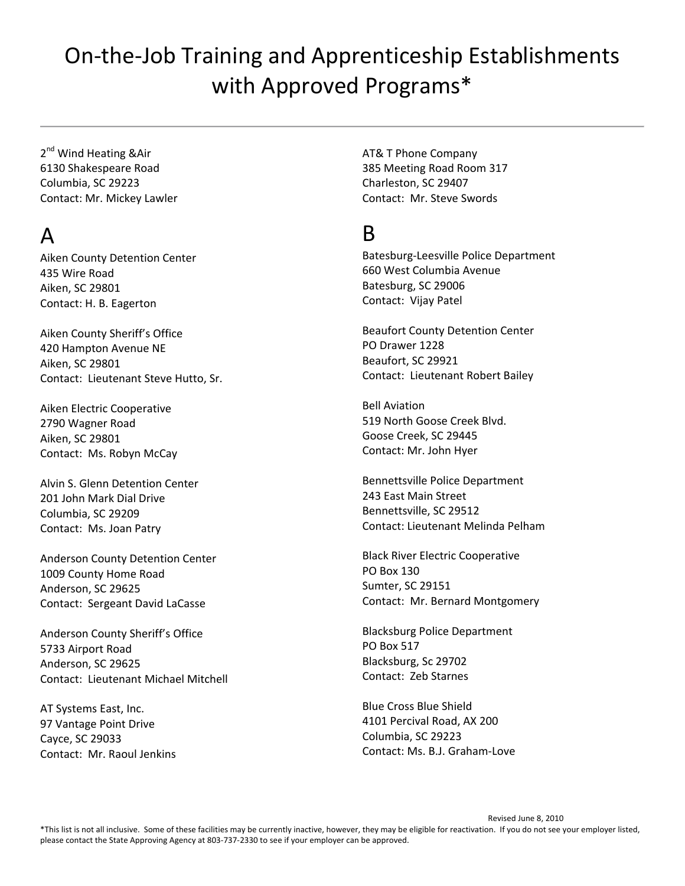# On-the-Job Training and Apprenticeship Establishments with Approved Programs*

2nd Wind Heating &Air
6130 Shakespeare Road
Columbia, SC 29223
Contact: Mr. Mickey Lawler

AT& T Phone Company
385 Meeting Road Room 317
Charleston, SC 29407
Contact: Mr. Steve Swords

## A

Aiken County Detention Center
435 Wire Road
Aiken, SC 29801
Contact: H. B. Eagerton

Aiken County Sheriff's Office
420 Hampton Avenue NE
Aiken, SC 29801
Contact: Lieutenant Steve Hutto, Sr.

Aiken Electric Cooperative
2790 Wagner Road
Aiken, SC 29801
Contact: Ms. Robyn McCay

Alvin S. Glenn Detention Center
201 John Mark Dial Drive
Columbia, SC 29209
Contact: Ms. Joan Patry

Anderson County Detention Center
1009 County Home Road
Anderson, SC 29625
Contact: Sergeant David LaCasse

Anderson County Sheriff's Office
5733 Airport Road
Anderson, SC 29625
Contact: Lieutenant Michael Mitchell

AT Systems East, Inc.
97 Vantage Point Drive
Cayce, SC 29033
Contact: Mr. Raoul Jenkins

## B

Batesburg-Leesville Police Department
660 West Columbia Avenue
Batesburg, SC 29006
Contact: Vijay Patel

Beaufort County Detention Center
PO Drawer 1228
Beaufort, SC 29921
Contact: Lieutenant Robert Bailey

Bell Aviation
519 North Goose Creek Blvd.
Goose Creek, SC 29445
Contact: Mr. John Hyer

Bennettsville Police Department
243 East Main Street
Bennettsville, SC 29512
Contact: Lieutenant Melinda Pelham

Black River Electric Cooperative
PO Box 130
Sumter, SC 29151
Contact: Mr. Bernard Montgomery

Blacksburg Police Department
PO Box 517
Blacksburg, Sc 29702
Contact: Zeb Starnes

Blue Cross Blue Shield
4101 Percival Road, AX 200
Columbia, SC 29223
Contact: Ms. B.J. Graham-Love

Revised June 8, 2010

*This list is not all inclusive. Some of these facilities may be currently inactive, however, they may be eligible for reactivation. If you do not see your employer listed, please contact the State Approving Agency at 803-737-2330 to see if your employer can be approved.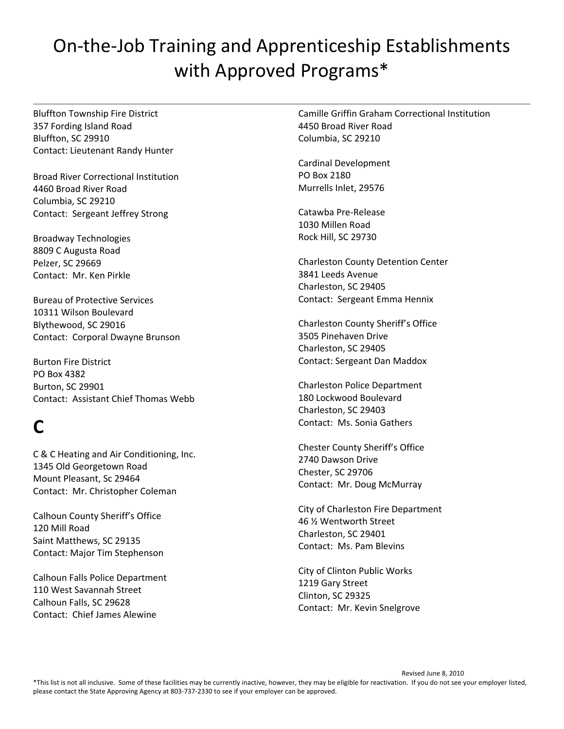# On-the-Job Training and Apprenticeship Establishments with Approved Programs*

Bluffton Township Fire District
357 Fording Island Road
Bluffton, SC 29910
Contact: Lieutenant Randy Hunter

Broad River Correctional Institution
4460 Broad River Road
Columbia, SC 29210
Contact: Sergeant Jeffrey Strong

Broadway Technologies
8809 C Augusta Road
Pelzer, SC 29669
Contact: Mr. Ken Pirkle

Bureau of Protective Services
10311 Wilson Boulevard
Blythewood, SC 29016
Contact: Corporal Dwayne Brunson

Burton Fire District
PO Box 4382
Burton, SC 29901
Contact: Assistant Chief Thomas Webb

# C

C & C Heating and Air Conditioning, Inc.
1345 Old Georgetown Road
Mount Pleasant, Sc 29464
Contact: Mr. Christopher Coleman

Calhoun County Sheriff's Office
120 Mill Road
Saint Matthews, SC 29135
Contact: Major Tim Stephenson

Calhoun Falls Police Department
110 West Savannah Street
Calhoun Falls, SC 29628
Contact: Chief James Alewine

Camille Griffin Graham Correctional Institution
4450 Broad River Road
Columbia, SC 29210

Cardinal Development
PO Box 2180
Murrells Inlet, 29576

Catawba Pre-Release
1030 Millen Road
Rock Hill, SC 29730

Charleston County Detention Center
3841 Leeds Avenue
Charleston, SC 29405
Contact: Sergeant Emma Hennix

Charleston County Sheriff's Office
3505 Pinehaven Drive
Charleston, SC 29405
Contact: Sergeant Dan Maddox

Charleston Police Department
180 Lockwood Boulevard
Charleston, SC 29403
Contact: Ms. Sonia Gathers

Chester County Sheriff's Office
2740 Dawson Drive
Chester, SC 29706
Contact: Mr. Doug McMurray

City of Charleston Fire Department
46 ½ Wentworth Street
Charleston, SC 29401
Contact: Ms. Pam Blevins

City of Clinton Public Works
1219 Gary Street
Clinton, SC 29325
Contact: Mr. Kevin Snelgrove

Revised June 8, 2010

*This list is not all inclusive. Some of these facilities may be currently inactive, however, they may be eligible for reactivation. If you do not see your employer listed, please contact the State Approving Agency at 803-737-2330 to see if your employer can be approved.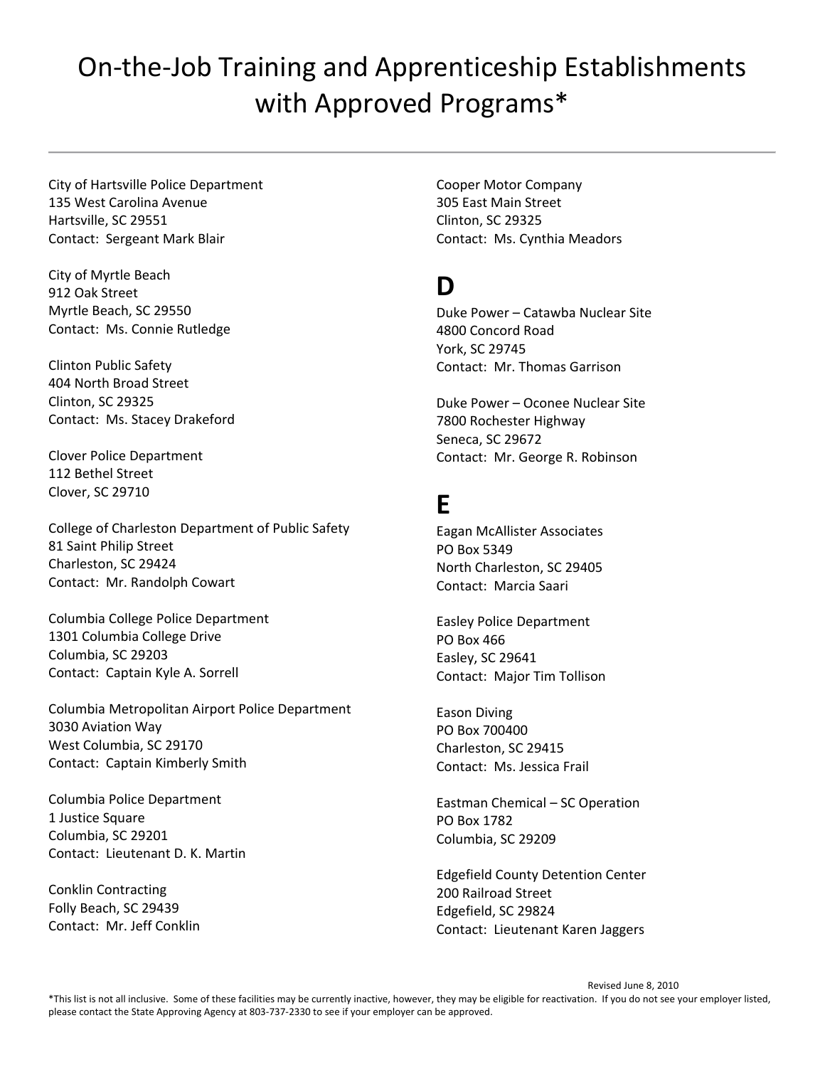# On-the-Job Training and Apprenticeship Establishments with Approved Programs*

City of Hartsville Police Department
135 West Carolina Avenue
Hartsville, SC 29551
Contact: Sergeant Mark Blair

City of Myrtle Beach
912 Oak Street
Myrtle Beach, SC 29550
Contact: Ms. Connie Rutledge

Clinton Public Safety
404 North Broad Street
Clinton, SC 29325
Contact: Ms. Stacey Drakeford

Clover Police Department
112 Bethel Street
Clover, SC 29710

College of Charleston Department of Public Safety
81 Saint Philip Street
Charleston, SC 29424
Contact: Mr. Randolph Cowart

Columbia College Police Department
1301 Columbia College Drive
Columbia, SC 29203
Contact: Captain Kyle A. Sorrell

Columbia Metropolitan Airport Police Department
3030 Aviation Way
West Columbia, SC 29170
Contact: Captain Kimberly Smith

Columbia Police Department
1 Justice Square
Columbia, SC 29201
Contact: Lieutenant D. K. Martin

Conklin Contracting
Folly Beach, SC 29439
Contact: Mr. Jeff Conklin

Cooper Motor Company
305 East Main Street
Clinton, SC 29325
Contact: Ms. Cynthia Meadors

## D

Duke Power – Catawba Nuclear Site
4800 Concord Road
York, SC 29745
Contact: Mr. Thomas Garrison

Duke Power – Oconee Nuclear Site
7800 Rochester Highway
Seneca, SC 29672
Contact: Mr. George R. Robinson

## E

Eagan McAllister Associates
PO Box 5349
North Charleston, SC 29405
Contact: Marcia Saari

Easley Police Department
PO Box 466
Easley, SC 29641
Contact: Major Tim Tollison

Eason Diving
PO Box 700400
Charleston, SC 29415
Contact: Ms. Jessica Frail

Eastman Chemical – SC Operation
PO Box 1782
Columbia, SC 29209

Edgefield County Detention Center
200 Railroad Street
Edgefield, SC 29824
Contact: Lieutenant Karen Jaggers

Revised June 8, 2010

*This list is not all inclusive. Some of these facilities may be currently inactive, however, they may be eligible for reactivation. If you do not see your employer listed, please contact the State Approving Agency at 803-737-2330 to see if your employer can be approved.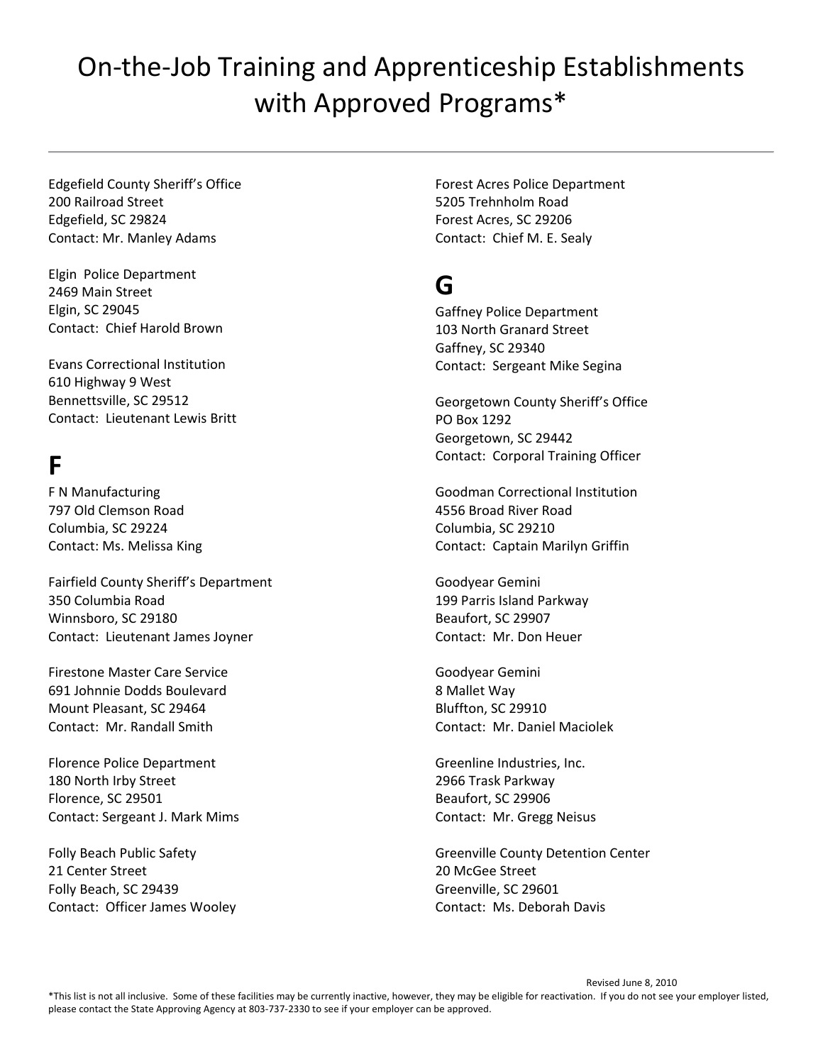# On-the-Job Training and Apprenticeship Establishments with Approved Programs*

Edgefield County Sheriff's Office
200 Railroad Street
Edgefield, SC 29824
Contact: Mr. Manley Adams

Elgin Police Department
2469 Main Street
Elgin, SC 29045
Contact: Chief Harold Brown

Evans Correctional Institution
610 Highway 9 West
Bennettsville, SC 29512
Contact: Lieutenant Lewis Britt

## F

F N Manufacturing
797 Old Clemson Road
Columbia, SC 29224
Contact: Ms. Melissa King

Fairfield County Sheriff's Department
350 Columbia Road
Winnsboro, SC 29180
Contact: Lieutenant James Joyner

Firestone Master Care Service
691 Johnnie Dodds Boulevard
Mount Pleasant, SC 29464
Contact: Mr. Randall Smith

Florence Police Department
180 North Irby Street
Florence, SC 29501
Contact: Sergeant J. Mark Mims

Folly Beach Public Safety
21 Center Street
Folly Beach, SC 29439
Contact: Officer James Wooley

Forest Acres Police Department
5205 Trehnholm Road
Forest Acres, SC 29206
Contact: Chief M. E. Sealy

## G

Gaffney Police Department
103 North Granard Street
Gaffney, SC 29340
Contact: Sergeant Mike Segina

Georgetown County Sheriff's Office
PO Box 1292
Georgetown, SC 29442
Contact: Corporal Training Officer

Goodman Correctional Institution
4556 Broad River Road
Columbia, SC 29210
Contact: Captain Marilyn Griffin

Goodyear Gemini
199 Parris Island Parkway
Beaufort, SC 29907
Contact: Mr. Don Heuer

Goodyear Gemini
8 Mallet Way
Bluffton, SC 29910
Contact: Mr. Daniel Maciolek

Greenline Industries, Inc.
2966 Trask Parkway
Beaufort, SC 29906
Contact: Mr. Gregg Neisus

Greenville County Detention Center
20 McGee Street
Greenville, SC 29601
Contact: Ms. Deborah Davis

Revised June 8, 2010

*This list is not all inclusive. Some of these facilities may be currently inactive, however, they may be eligible for reactivation. If you do not see your employer listed, please contact the State Approving Agency at 803-737-2330 to see if your employer can be approved.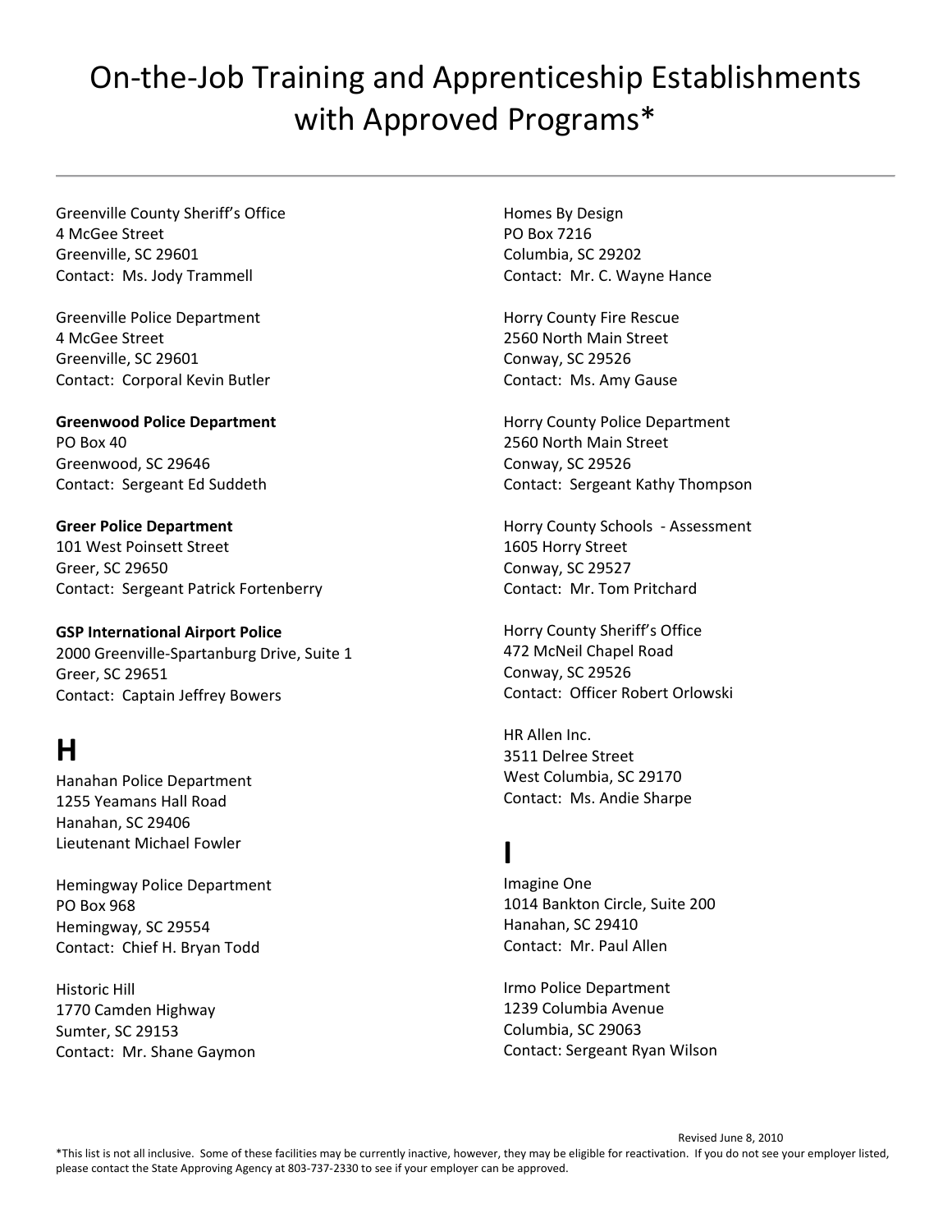# On-the-Job Training and Apprenticeship Establishments with Approved Programs*

Greenville County Sheriff's Office
4 McGee Street
Greenville, SC 29601
Contact: Ms. Jody Trammell

Greenville Police Department
4 McGee Street
Greenville, SC 29601
Contact: Corporal Kevin Butler

**Greenwood Police Department**
PO Box 40
Greenwood, SC 29646
Contact: Sergeant Ed Suddeth

**Greer Police Department**
101 West Poinsett Street
Greer, SC 29650
Contact: Sergeant Patrick Fortenberry

**GSP International Airport Police**
2000 Greenville-Spartanburg Drive, Suite 1
Greer, SC 29651
Contact: Captain Jeffrey Bowers

## H

Hanahan Police Department
1255 Yeamans Hall Road
Hanahan, SC 29406
Lieutenant Michael Fowler

Hemingway Police Department
PO Box 968
Hemingway, SC 29554
Contact: Chief H. Bryan Todd

Historic Hill
1770 Camden Highway
Sumter, SC 29153
Contact: Mr. Shane Gaymon

Homes By Design
PO Box 7216
Columbia, SC 29202
Contact: Mr. C. Wayne Hance

Horry County Fire Rescue
2560 North Main Street
Conway, SC 29526
Contact: Ms. Amy Gause

Horry County Police Department
2560 North Main Street
Conway, SC 29526
Contact: Sergeant Kathy Thompson

Horry County Schools - Assessment
1605 Horry Street
Conway, SC 29527
Contact: Mr. Tom Pritchard

Horry County Sheriff's Office
472 McNeil Chapel Road
Conway, SC 29526
Contact: Officer Robert Orlowski

HR Allen Inc.
3511 Delree Street
West Columbia, SC 29170
Contact: Ms. Andie Sharpe

## I

Imagine One
1014 Bankton Circle, Suite 200
Hanahan, SC 29410
Contact: Mr. Paul Allen

Irmo Police Department
1239 Columbia Avenue
Columbia, SC 29063
Contact: Sergeant Ryan Wilson

Revised June 8, 2010

*This list is not all inclusive. Some of these facilities may be currently inactive, however, they may be eligible for reactivation. If you do not see your employer listed, please contact the State Approving Agency at 803-737-2330 to see if your employer can be approved.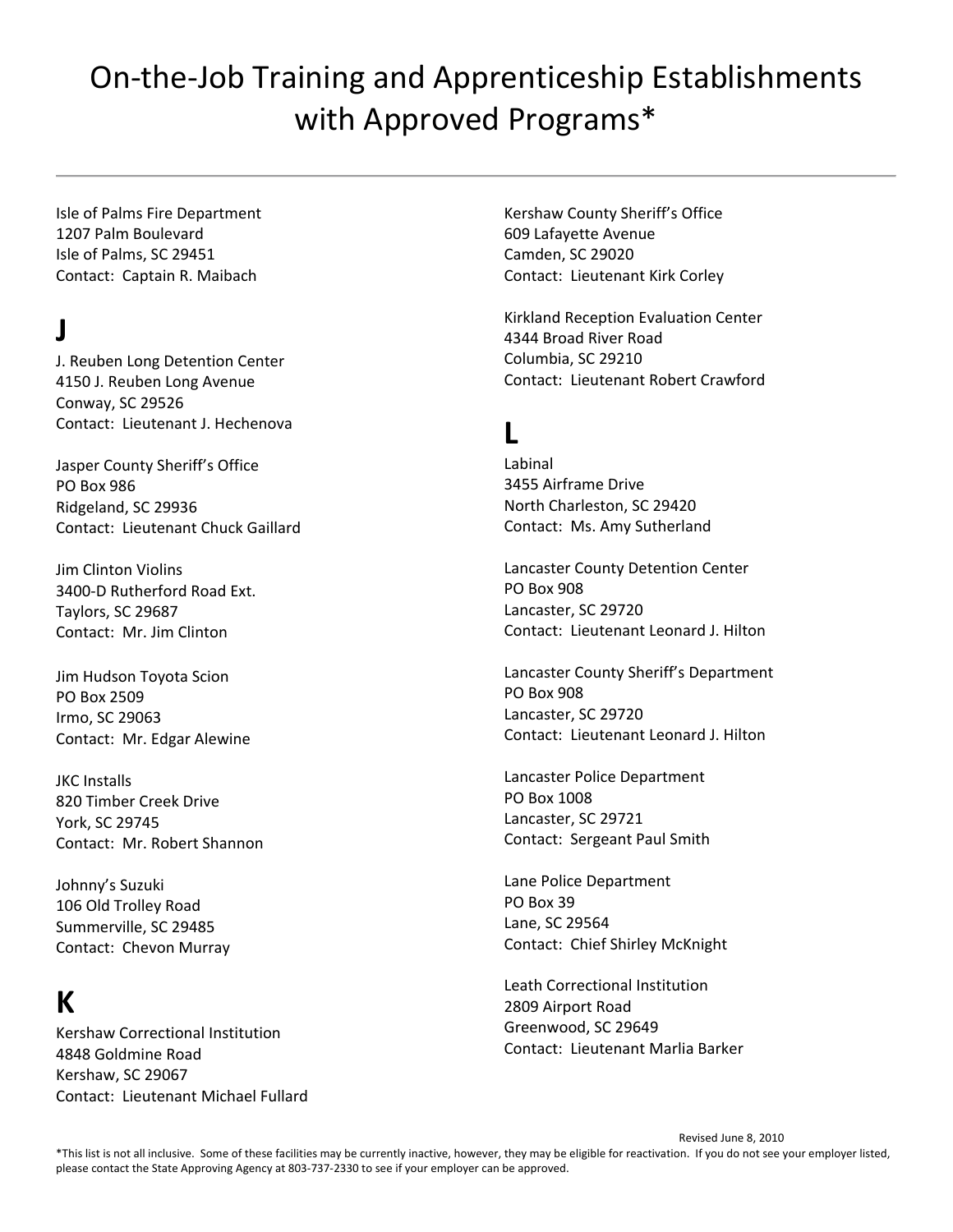# On-the-Job Training and Apprenticeship Establishments with Approved Programs*

Isle of Palms Fire Department
1207 Palm Boulevard
Isle of Palms, SC 29451
Contact: Captain R. Maibach

## J

J. Reuben Long Detention Center
4150 J. Reuben Long Avenue
Conway, SC 29526
Contact: Lieutenant J. Hechenova

Jasper County Sheriff's Office
PO Box 986
Ridgeland, SC 29936
Contact: Lieutenant Chuck Gaillard

Jim Clinton Violins
3400-D Rutherford Road Ext.
Taylors, SC 29687
Contact: Mr. Jim Clinton

Jim Hudson Toyota Scion
PO Box 2509
Irmo, SC 29063
Contact: Mr. Edgar Alewine

JKC Installs
820 Timber Creek Drive
York, SC 29745
Contact: Mr. Robert Shannon

Johnny's Suzuki
106 Old Trolley Road
Summerville, SC 29485
Contact: Chevon Murray

## K

Kershaw Correctional Institution
4848 Goldmine Road
Kershaw, SC 29067
Contact: Lieutenant Michael Fullard

Kershaw County Sheriff's Office
609 Lafayette Avenue
Camden, SC 29020
Contact: Lieutenant Kirk Corley

Kirkland Reception Evaluation Center
4344 Broad River Road
Columbia, SC 29210
Contact: Lieutenant Robert Crawford

## L

Labinal
3455 Airframe Drive
North Charleston, SC 29420
Contact: Ms. Amy Sutherland

Lancaster County Detention Center
PO Box 908
Lancaster, SC 29720
Contact: Lieutenant Leonard J. Hilton

Lancaster County Sheriff's Department
PO Box 908
Lancaster, SC 29720
Contact: Lieutenant Leonard J. Hilton

Lancaster Police Department
PO Box 1008
Lancaster, SC 29721
Contact: Sergeant Paul Smith

Lane Police Department
PO Box 39
Lane, SC 29564
Contact: Chief Shirley McKnight

Leath Correctional Institution
2809 Airport Road
Greenwood, SC 29649
Contact: Lieutenant Marlia Barker

Revised June 8, 2010

*This list is not all inclusive. Some of these facilities may be currently inactive, however, they may be eligible for reactivation. If you do not see your employer listed, please contact the State Approving Agency at 803-737-2330 to see if your employer can be approved.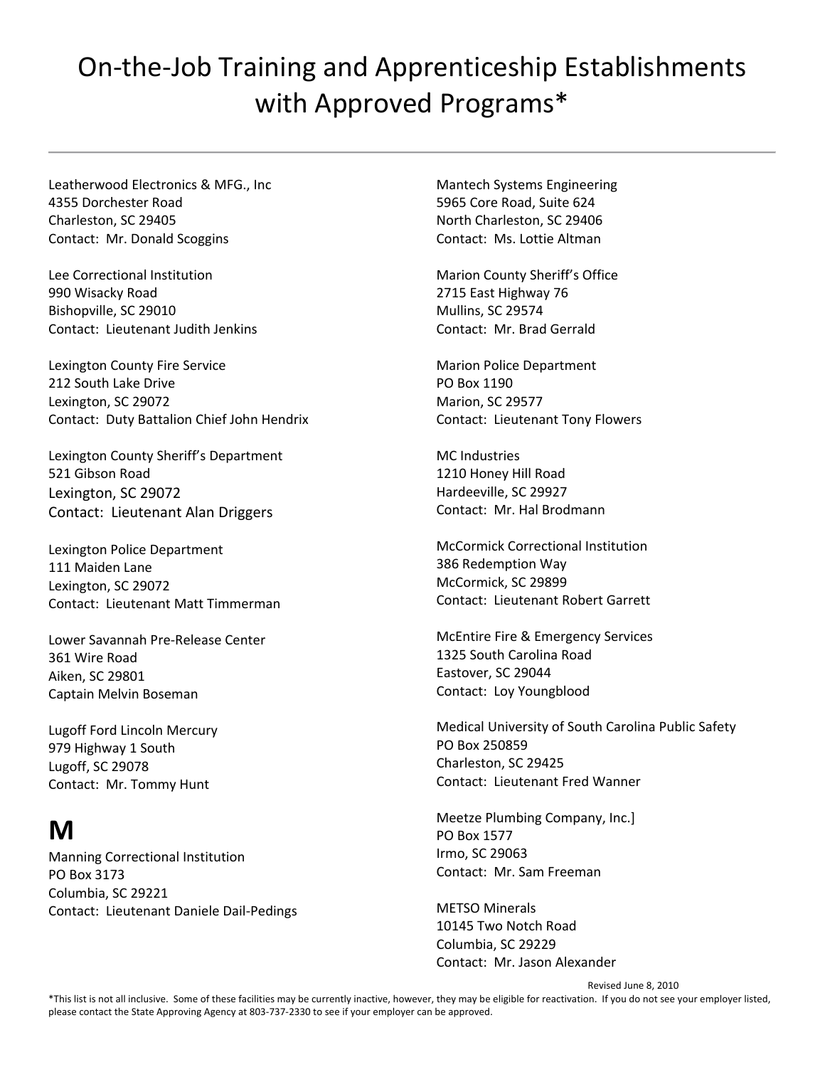# On-the-Job Training and Apprenticeship Establishments with Approved Programs*

Leatherwood Electronics & MFG., Inc
4355 Dorchester Road
Charleston, SC 29405
Contact: Mr. Donald Scoggins

Lee Correctional Institution
990 Wisacky Road
Bishopville, SC 29010
Contact: Lieutenant Judith Jenkins

Lexington County Fire Service
212 South Lake Drive
Lexington, SC 29072
Contact: Duty Battalion Chief John Hendrix

Lexington County Sheriff's Department
521 Gibson Road
Lexington, SC 29072
Contact: Lieutenant Alan Driggers

Lexington Police Department
111 Maiden Lane
Lexington, SC 29072
Contact: Lieutenant Matt Timmerman

Lower Savannah Pre-Release Center
361 Wire Road
Aiken, SC 29801
Captain Melvin Boseman

Lugoff Ford Lincoln Mercury
979 Highway 1 South
Lugoff, SC 29078
Contact: Mr. Tommy Hunt

## M

Manning Correctional Institution
PO Box 3173
Columbia, SC 29221
Contact: Lieutenant Daniele Dail-Pedings

Mantech Systems Engineering
5965 Core Road, Suite 624
North Charleston, SC 29406
Contact: Ms. Lottie Altman

Marion County Sheriff's Office
2715 East Highway 76
Mullins, SC 29574
Contact: Mr. Brad Gerrald

Marion Police Department
PO Box 1190
Marion, SC 29577
Contact: Lieutenant Tony Flowers

MC Industries
1210 Honey Hill Road
Hardeeville, SC 29927
Contact: Mr. Hal Brodmann

McCormick Correctional Institution
386 Redemption Way
McCormick, SC 29899
Contact: Lieutenant Robert Garrett

McEntire Fire & Emergency Services
1325 South Carolina Road
Eastover, SC 29044
Contact: Loy Youngblood

Medical University of South Carolina Public Safety
PO Box 250859
Charleston, SC 29425
Contact: Lieutenant Fred Wanner

Meetze Plumbing Company, Inc.]
PO Box 1577
Irmo, SC 29063
Contact: Mr. Sam Freeman

METSO Minerals
10145 Two Notch Road
Columbia, SC 29229
Contact: Mr. Jason Alexander

Revised June 8, 2010

*This list is not all inclusive. Some of these facilities may be currently inactive, however, they may be eligible for reactivation. If you do not see your employer listed, please contact the State Approving Agency at 803-737-2330 to see if your employer can be approved.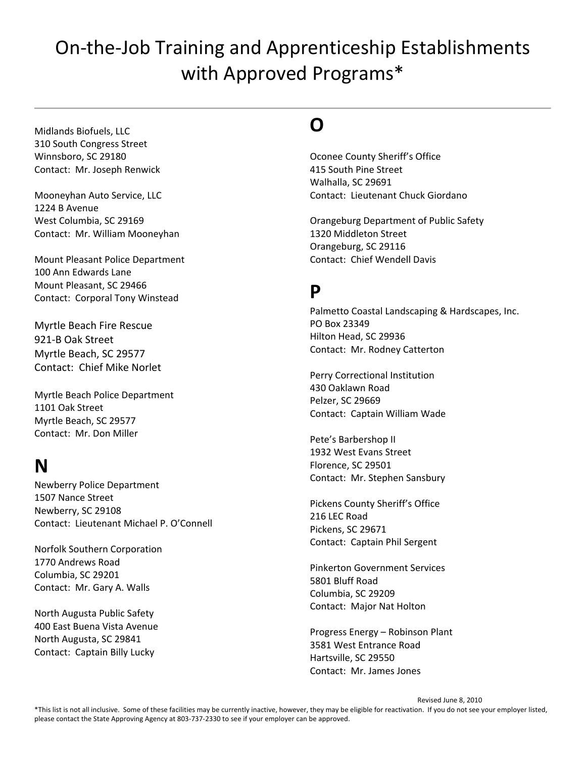# On-the-Job Training and Apprenticeship Establishments with Approved Programs*

Midlands Biofuels, LLC
310 South Congress Street
Winnsboro, SC 29180
Contact: Mr. Joseph Renwick

Mooneyhan Auto Service, LLC
1224 B Avenue
West Columbia, SC 29169
Contact: Mr. William Mooneyhan

Mount Pleasant Police Department
100 Ann Edwards Lane
Mount Pleasant, SC 29466
Contact: Corporal Tony Winstead

Myrtle Beach Fire Rescue
921-B Oak Street
Myrtle Beach, SC 29577
Contact: Chief Mike Norlet

Myrtle Beach Police Department
1101 Oak Street
Myrtle Beach, SC 29577
Contact: Mr. Don Miller

## N

Newberry Police Department
1507 Nance Street
Newberry, SC 29108
Contact: Lieutenant Michael P. O'Connell

Norfolk Southern Corporation
1770 Andrews Road
Columbia, SC 29201
Contact: Mr. Gary A. Walls

North Augusta Public Safety
400 East Buena Vista Avenue
North Augusta, SC 29841
Contact: Captain Billy Lucky

## O

Oconee County Sheriff's Office
415 South Pine Street
Walhalla, SC 29691
Contact: Lieutenant Chuck Giordano

Orangeburg Department of Public Safety
1320 Middleton Street
Orangeburg, SC 29116
Contact: Chief Wendell Davis

## P

Palmetto Coastal Landscaping & Hardscapes, Inc.
PO Box 23349
Hilton Head, SC 29936
Contact: Mr. Rodney Catterton

Perry Correctional Institution
430 Oaklawn Road
Pelzer, SC 29669
Contact: Captain William Wade

Pete's Barbershop II
1932 West Evans Street
Florence, SC 29501
Contact: Mr. Stephen Sansbury

Pickens County Sheriff's Office
216 LEC Road
Pickens, SC 29671
Contact: Captain Phil Sergent

Pinkerton Government Services
5801 Bluff Road
Columbia, SC 29209
Contact: Major Nat Holton

Progress Energy – Robinson Plant
3581 West Entrance Road
Hartsville, SC 29550
Contact: Mr. James Jones

Revised June 8, 2010

*This list is not all inclusive. Some of these facilities may be currently inactive, however, they may be eligible for reactivation. If you do not see your employer listed, please contact the State Approving Agency at 803-737-2330 to see if your employer can be approved.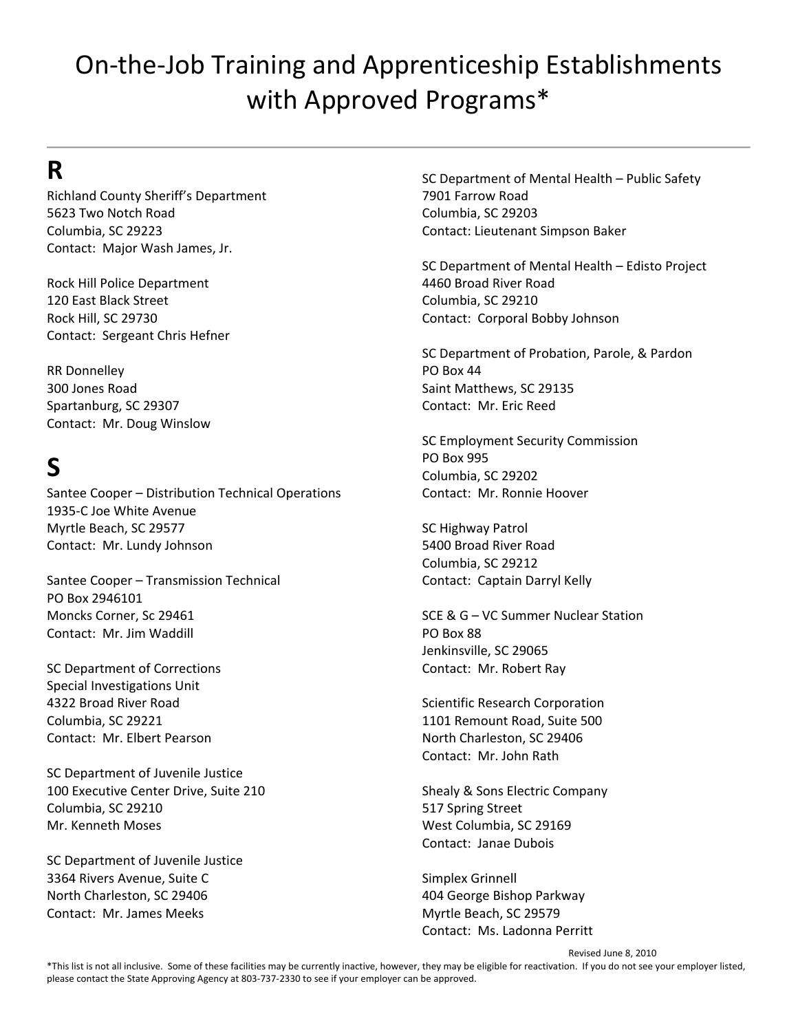# On-the-Job Training and Apprenticeship Establishments with Approved Programs*

## R

Richland County Sheriff's Department
5623 Two Notch Road
Columbia, SC 29223
Contact: Major Wash James, Jr.

Rock Hill Police Department
120 East Black Street
Rock Hill, SC 29730
Contact: Sergeant Chris Hefner

RR Donnelley
300 Jones Road
Spartanburg, SC 29307
Contact: Mr. Doug Winslow

## S

Santee Cooper – Distribution Technical Operations
1935-C Joe White Avenue
Myrtle Beach, SC 29577
Contact: Mr. Lundy Johnson

Santee Cooper – Transmission Technical
PO Box 2946101
Moncks Corner, Sc 29461
Contact: Mr. Jim Waddill

SC Department of Corrections
Special Investigations Unit
4322 Broad River Road
Columbia, SC 29221
Contact: Mr. Elbert Pearson

SC Department of Juvenile Justice
100 Executive Center Drive, Suite 210
Columbia, SC 29210
Mr. Kenneth Moses

SC Department of Juvenile Justice
3364 Rivers Avenue, Suite C
North Charleston, SC 29406
Contact: Mr. James Meeks

SC Department of Mental Health – Public Safety
7901 Farrow Road
Columbia, SC 29203
Contact: Lieutenant Simpson Baker

SC Department of Mental Health – Edisto Project
4460 Broad River Road
Columbia, SC 29210
Contact: Corporal Bobby Johnson

SC Department of Probation, Parole, & Pardon
PO Box 44
Saint Matthews, SC 29135
Contact: Mr. Eric Reed

SC Employment Security Commission
PO Box 995
Columbia, SC 29202
Contact: Mr. Ronnie Hoover

SC Highway Patrol
5400 Broad River Road
Columbia, SC 29212
Contact: Captain Darryl Kelly

SCE & G – VC Summer Nuclear Station
PO Box 88
Jenkinsville, SC 29065
Contact: Mr. Robert Ray

Scientific Research Corporation
1101 Remount Road, Suite 500
North Charleston, SC 29406
Contact: Mr. John Rath

Shealy & Sons Electric Company
517 Spring Street
West Columbia, SC 29169
Contact: Janae Dubois

Simplex Grinnell
404 George Bishop Parkway
Myrtle Beach, SC 29579
Contact: Ms. Ladonna Perritt

Revised June 8, 2010

*This list is not all inclusive. Some of these facilities may be currently inactive, however, they may be eligible for reactivation. If you do not see your employer listed, please contact the State Approving Agency at 803-737-2330 to see if your employer can be approved.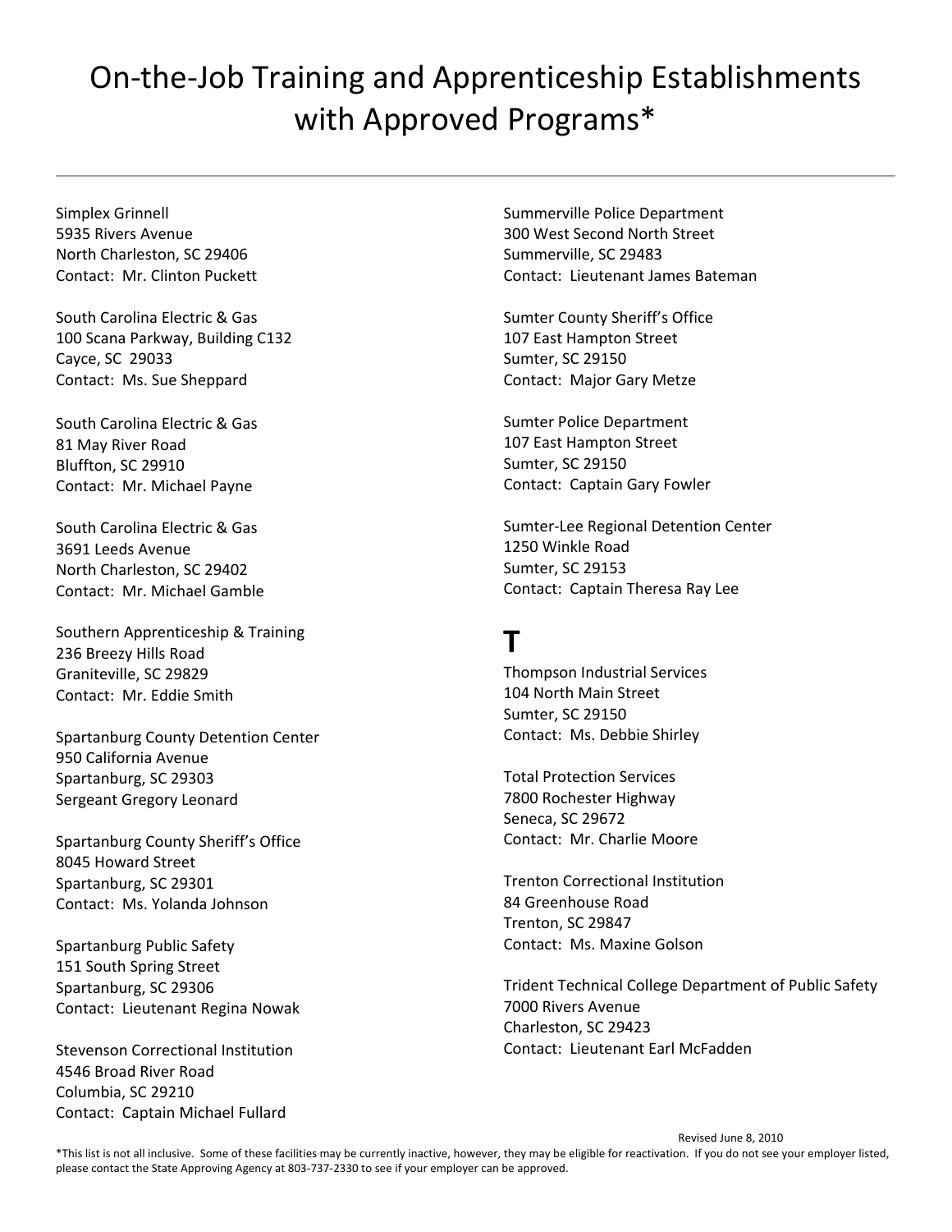# On-the-Job Training and Apprenticeship Establishments with Approved Programs*

Simplex Grinnell
5935 Rivers Avenue
North Charleston, SC 29406
Contact: Mr. Clinton Puckett

South Carolina Electric & Gas
100 Scana Parkway, Building C132
Cayce, SC 29033
Contact: Ms. Sue Sheppard

South Carolina Electric & Gas
81 May River Road
Bluffton, SC 29910
Contact: Mr. Michael Payne

South Carolina Electric & Gas
3691 Leeds Avenue
North Charleston, SC 29402
Contact: Mr. Michael Gamble

Southern Apprenticeship & Training
236 Breezy Hills Road
Graniteville, SC 29829
Contact: Mr. Eddie Smith

Spartanburg County Detention Center
950 California Avenue
Spartanburg, SC 29303
Sergeant Gregory Leonard

Spartanburg County Sheriff's Office
8045 Howard Street
Spartanburg, SC 29301
Contact: Ms. Yolanda Johnson

Spartanburg Public Safety
151 South Spring Street
Spartanburg, SC 29306
Contact: Lieutenant Regina Nowak

Stevenson Correctional Institution
4546 Broad River Road
Columbia, SC 29210
Contact: Captain Michael Fullard

Summerville Police Department
300 West Second North Street
Summerville, SC 29483
Contact: Lieutenant James Bateman

Sumter County Sheriff's Office
107 East Hampton Street
Sumter, SC 29150
Contact: Major Gary Metze

Sumter Police Department
107 East Hampton Street
Sumter, SC 29150
Contact: Captain Gary Fowler

Sumter-Lee Regional Detention Center
1250 Winkle Road
Sumter, SC 29153
Contact: Captain Theresa Ray Lee

## T

Thompson Industrial Services
104 North Main Street
Sumter, SC 29150
Contact: Ms. Debbie Shirley

Total Protection Services
7800 Rochester Highway
Seneca, SC 29672
Contact: Mr. Charlie Moore

Trenton Correctional Institution
84 Greenhouse Road
Trenton, SC 29847
Contact: Ms. Maxine Golson

Trident Technical College Department of Public Safety
7000 Rivers Avenue
Charleston, SC 29423
Contact: Lieutenant Earl McFadden

Revised June 8, 2010

*This list is not all inclusive. Some of these facilities may be currently inactive, however, they may be eligible for reactivation. If you do not see your employer listed, please contact the State Approving Agency at 803-737-2330 to see if your employer can be approved.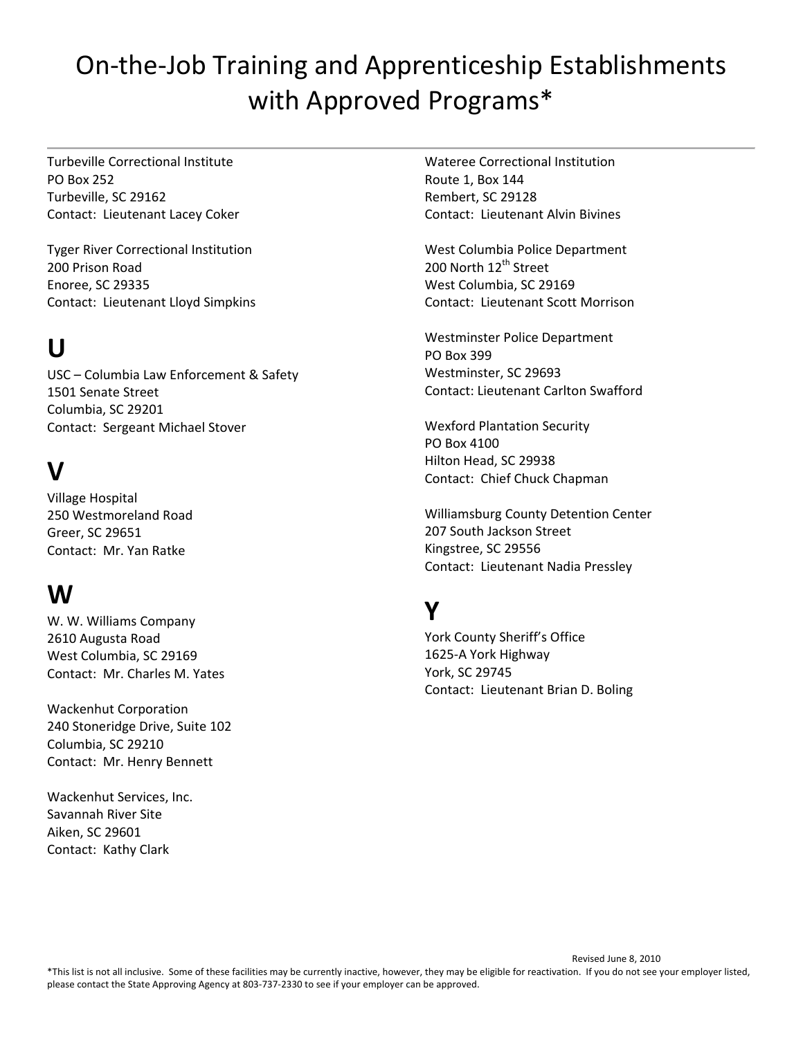# On-the-Job Training and Apprenticeship Establishments with Approved Programs*

Turbeville Correctional Institute
PO Box 252
Turbeville, SC 29162
Contact: Lieutenant Lacey Coker

Tyger River Correctional Institution
200 Prison Road
Enoree, SC 29335
Contact: Lieutenant Lloyd Simpkins

## U

USC – Columbia Law Enforcement & Safety
1501 Senate Street
Columbia, SC 29201
Contact: Sergeant Michael Stover

## V

Village Hospital
250 Westmoreland Road
Greer, SC 29651
Contact: Mr. Yan Ratke

## W

W. W. Williams Company
2610 Augusta Road
West Columbia, SC 29169
Contact: Mr. Charles M. Yates

Wackenhut Corporation
240 Stoneridge Drive, Suite 102
Columbia, SC 29210
Contact: Mr. Henry Bennett

Wackenhut Services, Inc.
Savannah River Site
Aiken, SC 29601
Contact: Kathy Clark

Wateree Correctional Institution
Route 1, Box 144
Rembert, SC 29128
Contact: Lieutenant Alvin Bivines

West Columbia Police Department
200 North 12th Street
West Columbia, SC 29169
Contact: Lieutenant Scott Morrison

Westminster Police Department
PO Box 399
Westminster, SC 29693
Contact: Lieutenant Carlton Swafford

Wexford Plantation Security
PO Box 4100
Hilton Head, SC 29938
Contact: Chief Chuck Chapman

Williamsburg County Detention Center
207 South Jackson Street
Kingstree, SC 29556
Contact: Lieutenant Nadia Pressley

## Y

York County Sheriff's Office
1625-A York Highway
York, SC 29745
Contact: Lieutenant Brian D. Boling

Revised June 8, 2010

*This list is not all inclusive. Some of these facilities may be currently inactive, however, they may be eligible for reactivation. If you do not see your employer listed, please contact the State Approving Agency at 803-737-2330 to see if your employer can be approved.